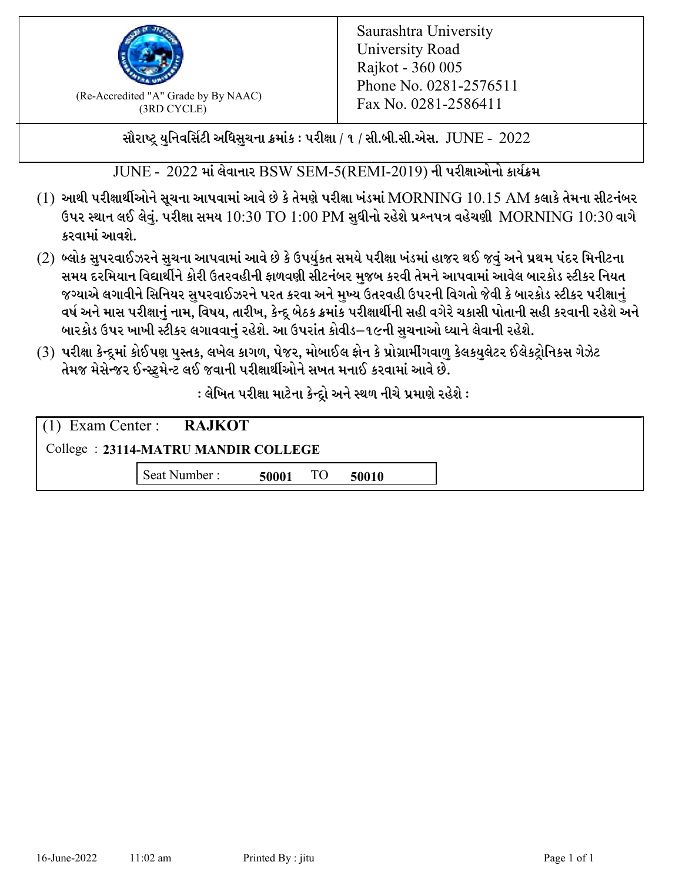(Re-Accredited "A" Grade by By NAAC)
(3RD CYCLE)

Saurashtra University
University Road
Rajkot - 360 005
Phone No. 0281-2576511
Fax No. 0281-2586411

**સૌરાષ્ટ્ર યુનિવર્સિટી અધિસુચના ક્રમાંક : પરીક્ષા / ૧ / સી.બી.સી.એસ. JUNE - 2022**

JUNE - 2022 માં લેવાનાર BSW SEM-5(REMI-2019) ની પરીક્ષાઓનો કાર્યક્રમ

(1) આથી પરીક્ષાર્થીઓને સૂચના આપવામાં આવે છે કે તેમણે પરીક્ષા ખંડમાં MORNING 10.15 AM કલાકે તેમના સીટનંબર ઉપર સ્થાન લઈ લેવું. પરીક્ષા સમય 10:30 TO 1:00 PM સુધીનો રહેશે પ્રશ્નપત્ર વહેચણી MORNING 10:30 વાગે કરવામાં આવશે.

(2) બ્લોક સુપરવાઈઝરને સુચના આપવામાં આવે છે કે ઉપર્યુકત સમયે પરીક્ષા ખંડમાં હાજર થઈ જવું અને પ્રથમ પંદર મિનીટના સમય દરમિયાન વિદ્યાર્થીને કોરી ઉતરવહીની ફાળવણી સીટનંબર મુજબ કરવી તેમને આપવામાં આવેલ બારકોડ સ્ટીકર નિયત જગ્યાએ લગાવીને સિનિયર સુપરવાઈઝરને પરત કરવા અને મુખ્ય ઉતરવહી ઉપરની વિગતો જેવી કે બારકોડ સ્ટીકર પરીક્ષાનું વર્ષ અને માસ પરીક્ષાનું નામ, વિષય, તારીખ, કેન્દ્ર બેઠક ક્રમાંક પરીક્ષાર્થીની સહી વગેરે ચકાસી પોતાની સહી કરવાની રહેશે અને બારકોડ ઉપર ખાખી સ્ટીકર લગાવવાનું રહેશે. આ ઉપરાંત કોવીડ–૧૯ની સુચનાઓ ધ્યાને લેવાની રહેશે.

(3) પરીક્ષા કેન્દ્રમાં કોઈપણ પુસ્તક, લખેલ કાગળ, પેજર, મોબાઈલ ફોન કે પ્રોગ્રામીંગવાળુ કેલકયુલેટર ઈલેકટ્રોનિકસ ગેઝેટ તેમજ મેસેન્જર ઈન્સ્ટ્રુમેન્ટ લઈ જવાની પરીક્ષાર્થીઓને સખત મનાઈ કરવામાં આવે છે.

**: લેખિત પરીક્ષા માટેના કેન્દ્રો અને સ્થળ નીચે પ્રમાણે રહેશે :**

(1) Exam Center : **RAJKOT**

College : **23114-MATRU MANDIR COLLEGE**

Seat Number : **50001** TO **50010**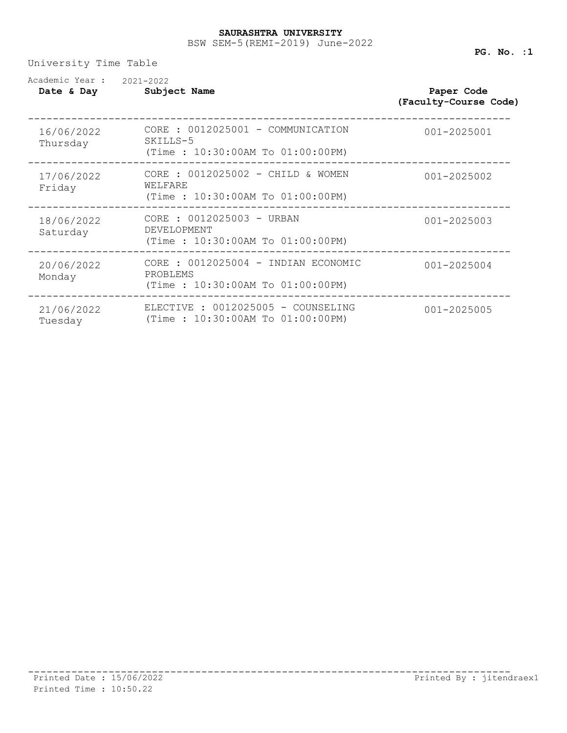**SAURASHTRA UNIVERSITY**

BSW SEM-5(REMI-2019) June-2022

University Time Table

Academic Year : 2021-2022

| Date & Day | Subject Name | Paper Code (Faculty-Course Code) |
|---|---|---|
| 16/06/2022 Thursday | CORE : 0012025001 - COMMUNICATION SKILLS-5 (Time : 10:30:00AM To 01:00:00PM) | 001-2025001 |
| 17/06/2022 Friday | CORE : 0012025002 - CHILD & WOMEN WELFARE (Time : 10:30:00AM To 01:00:00PM) | 001-2025002 |
| 18/06/2022 Saturday | CORE : 0012025003 - URBAN DEVELOPMENT (Time : 10:30:00AM To 01:00:00PM) | 001-2025003 |
| 20/06/2022 Monday | CORE : 0012025004 - INDIAN ECONOMIC PROBLEMS (Time : 10:30:00AM To 01:00:00PM) | 001-2025004 |
| 21/06/2022 Tuesday | ELECTIVE : 0012025005 - COUNSELING (Time : 10:30:00AM To 01:00:00PM) | 001-2025005 |

Printed Date : 15/06/2022
Printed Time : 10:50.22

Printed By : jitendraex1